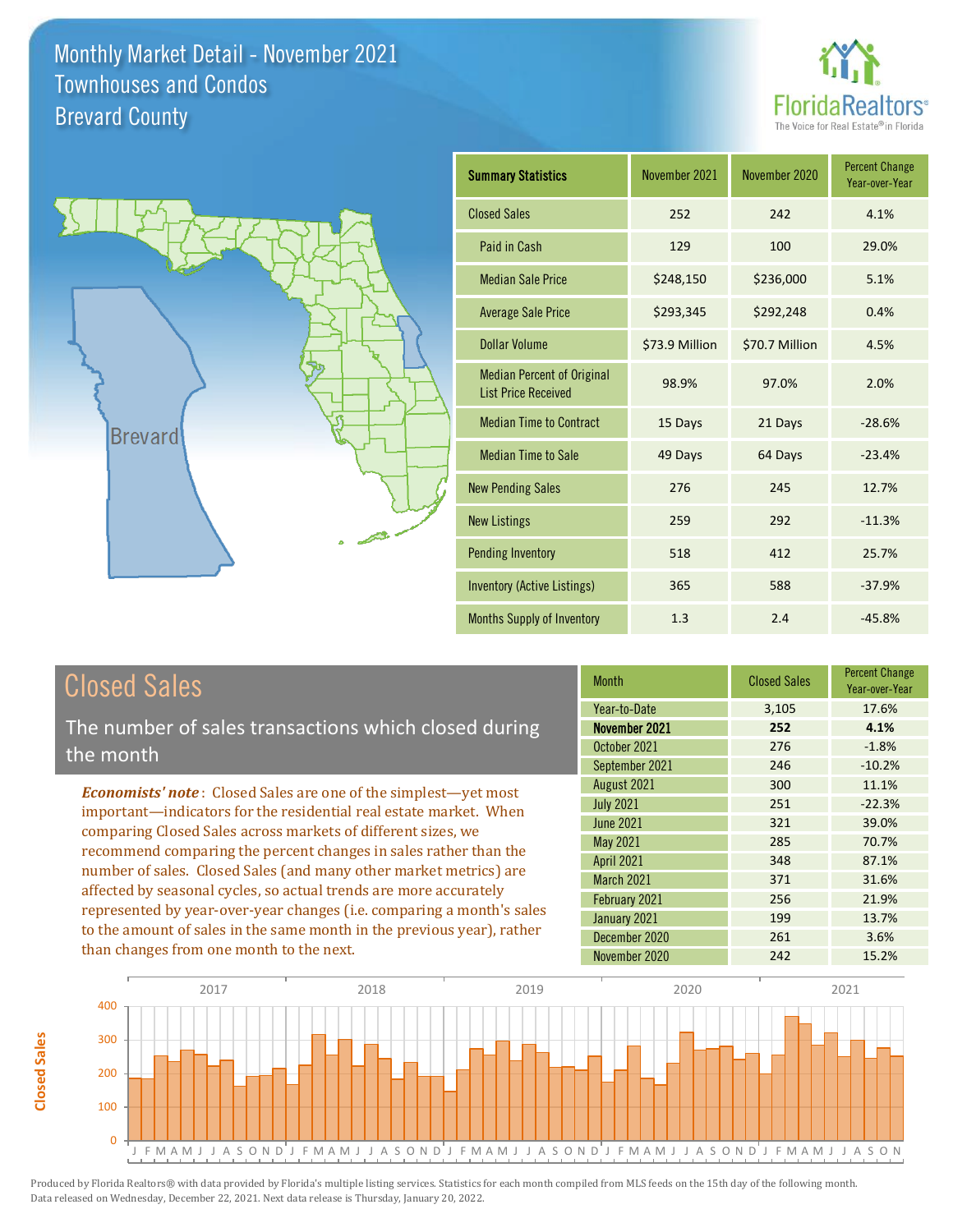# Monthly Market Detail - November 2021
## Townhouses and Condos
## Brevard County

| Summary Statistics | November 2021 | November 2020 | Percent Change Year-over-Year |
|---|---|---|---|
| Closed Sales | 252 | 242 | 4.1% |
| Paid in Cash | 129 | 100 | 29.0% |
| Median Sale Price | $248,150 | $236,000 | 5.1% |
| Average Sale Price | $293,345 | $292,248 | 0.4% |
| Dollar Volume | $73.9 Million | $70.7 Million | 4.5% |
| Median Percent of Original List Price Received | 98.9% | 97.0% | 2.0% |
| Median Time to Contract | 15 Days | 21 Days | -28.6% |
| Median Time to Sale | 49 Days | 64 Days | -23.4% |
| New Pending Sales | 276 | 245 | 12.7% |
| New Listings | 259 | 292 | -11.3% |
| Pending Inventory | 518 | 412 | 25.7% |
| Inventory (Active Listings) | 365 | 588 | -37.9% |
| Months Supply of Inventory | 1.3 | 2.4 | -45.8% |

## Closed Sales

The number of sales transactions which closed during the month

***Economists' note***: Closed Sales are one of the simplest—yet most important—indicators for the residential real estate market. When comparing Closed Sales across markets of different sizes, we recommend comparing the percent changes in sales rather than the number of sales. Closed Sales (and many other market metrics) are affected by seasonal cycles, so actual trends are more accurately represented by year-over-year changes (i.e. comparing a month's sales to the amount of sales in the same month in the previous year), rather than changes from one month to the next.

| Month | Closed Sales | Percent Change Year-over-Year |
|---|---|---|
| Year-to-Date | 3,105 | 17.6% |
| **November 2021** | **252** | **4.1%** |
| October 2021 | 276 | -1.8% |
| September 2021 | 246 | -10.2% |
| August 2021 | 300 | 11.1% |
| July 2021 | 251 | -22.3% |
| June 2021 | 321 | 39.0% |
| May 2021 | 285 | 70.7% |
| April 2021 | 348 | 87.1% |
| March 2021 | 371 | 31.6% |
| February 2021 | 256 | 21.9% |
| January 2021 | 199 | 13.7% |
| December 2020 | 261 | 3.6% |
| November 2020 | 242 | 15.2% |

Produced by Florida Realtors® with data provided by Florida's multiple listing services. Statistics for each month compiled from MLS feeds on the 15th day of the following month. Data released on Wednesday, December 22, 2021. Next data release is Thursday, January 20, 2022.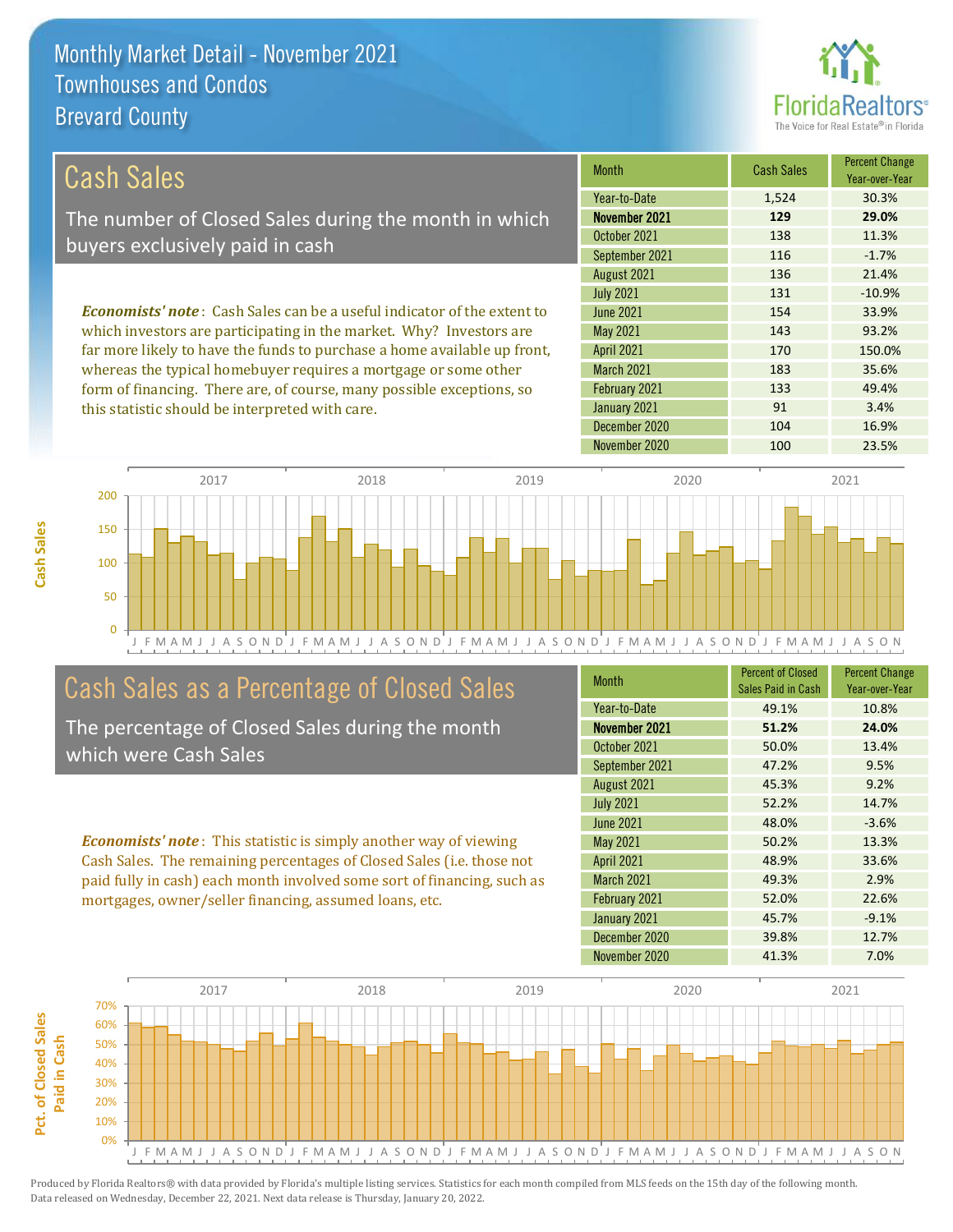# Monthly Market Detail - November 2021
## Townhouses and Condos
## Brevard County

## Cash Sales

The number of Closed Sales during the month in which buyers exclusively paid in cash

*Economists' note*: Cash Sales can be a useful indicator of the extent to which investors are participating in the market. Why? Investors are far more likely to have the funds to purchase a home available up front, whereas the typical homebuyer requires a mortgage or some other form of financing. There are, of course, many possible exceptions, so this statistic should be interpreted with care.

| Month | Cash Sales | Percent Change Year-over-Year |
|---|---|---|
| Year-to-Date | 1,524 | 30.3% |
| **November 2021** | **129** | **29.0%** |
| October 2021 | 138 | 11.3% |
| September 2021 | 116 | -1.7% |
| August 2021 | 136 | 21.4% |
| July 2021 | 131 | -10.9% |
| June 2021 | 154 | 33.9% |
| May 2021 | 143 | 93.2% |
| April 2021 | 170 | 150.0% |
| March 2021 | 183 | 35.6% |
| February 2021 | 133 | 49.4% |
| January 2021 | 91 | 3.4% |
| December 2020 | 104 | 16.9% |
| November 2020 | 100 | 23.5% |

## Cash Sales as a Percentage of Closed Sales

The percentage of Closed Sales during the month which were Cash Sales

*Economists' note*: This statistic is simply another way of viewing Cash Sales. The remaining percentages of Closed Sales (i.e. those not paid fully in cash) each month involved some sort of financing, such as mortgages, owner/seller financing, assumed loans, etc.

| Month | Percent of Closed Sales Paid in Cash | Percent Change Year-over-Year |
|---|---|---|
| Year-to-Date | 49.1% | 10.8% |
| **November 2021** | **51.2%** | **24.0%** |
| October 2021 | 50.0% | 13.4% |
| September 2021 | 47.2% | 9.5% |
| August 2021 | 45.3% | 9.2% |
| July 2021 | 52.2% | 14.7% |
| June 2021 | 48.0% | -3.6% |
| May 2021 | 50.2% | 13.3% |
| April 2021 | 48.9% | 33.6% |
| March 2021 | 49.3% | 2.9% |
| February 2021 | 52.0% | 22.6% |
| January 2021 | 45.7% | -9.1% |
| December 2020 | 39.8% | 12.7% |
| November 2020 | 41.3% | 7.0% |

Produced by Florida Realtors® with data provided by Florida's multiple listing services. Statistics for each month compiled from MLS feeds on the 15th day of the following month. Data released on Wednesday, December 22, 2021. Next data release is Thursday, January 20, 2022.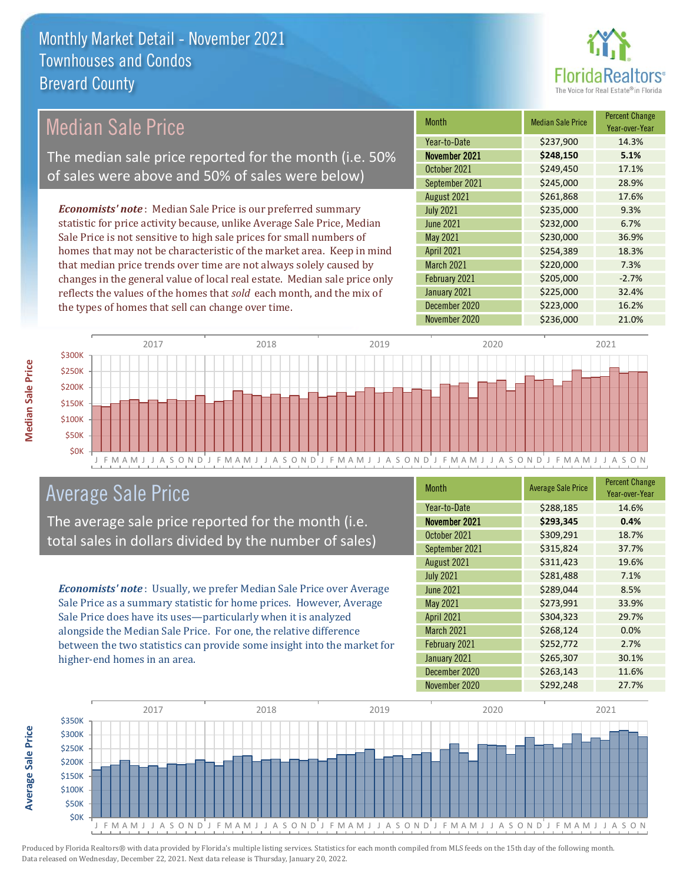# Monthly Market Detail - November 2021
## Townhouses and Condos
## Brevard County

## Median Sale Price

The median sale price reported for the month (i.e. 50% of sales were above and 50% of sales were below)

***Economists' note***: Median Sale Price is our preferred summary statistic for price activity because, unlike Average Sale Price, Median Sale Price is not sensitive to high sale prices for small numbers of homes that may not be characteristic of the market area. Keep in mind that median price trends over time are not always solely caused by changes in the general value of local real estate. Median sale price only reflects the values of the homes that *sold* each month, and the mix of the types of homes that sell can change over time.

| Month | Median Sale Price | Percent Change Year-over-Year |
|---|---|---|
| Year-to-Date | $237,900 | 14.3% |
| **November 2021** | **$248,150** | **5.1%** |
| October 2021 | $249,450 | 17.1% |
| September 2021 | $245,000 | 28.9% |
| August 2021 | $261,868 | 17.6% |
| July 2021 | $235,000 | 9.3% |
| June 2021 | $232,000 | 6.7% |
| May 2021 | $230,000 | 36.9% |
| April 2021 | $254,389 | 18.3% |
| March 2021 | $220,000 | 7.3% |
| February 2021 | $205,000 | -2.7% |
| January 2021 | $225,000 | 32.4% |
| December 2020 | $223,000 | 16.2% |
| November 2020 | $236,000 | 21.0% |

## Average Sale Price

The average sale price reported for the month (i.e. total sales in dollars divided by the number of sales)

***Economists' note***: Usually, we prefer Median Sale Price over Average Sale Price as a summary statistic for home prices. However, Average Sale Price does have its uses—particularly when it is analyzed alongside the Median Sale Price. For one, the relative difference between the two statistics can provide some insight into the market for higher-end homes in an area.

| Month | Average Sale Price | Percent Change Year-over-Year |
|---|---|---|
| Year-to-Date | $288,185 | 14.6% |
| **November 2021** | **$293,345** | **0.4%** |
| October 2021 | $309,291 | 18.7% |
| September 2021 | $315,824 | 37.7% |
| August 2021 | $311,423 | 19.6% |
| July 2021 | $281,488 | 7.1% |
| June 2021 | $289,044 | 8.5% |
| May 2021 | $273,991 | 33.9% |
| April 2021 | $304,323 | 29.7% |
| March 2021 | $268,124 | 0.0% |
| February 2021 | $252,772 | 2.7% |
| January 2021 | $265,307 | 30.1% |
| December 2020 | $263,143 | 11.6% |
| November 2020 | $292,248 | 27.7% |

Produced by Florida Realtors® with data provided by Florida's multiple listing services. Statistics for each month compiled from MLS feeds on the 15th day of the following month. Data released on Wednesday, December 22, 2021. Next data release is Thursday, January 20, 2022.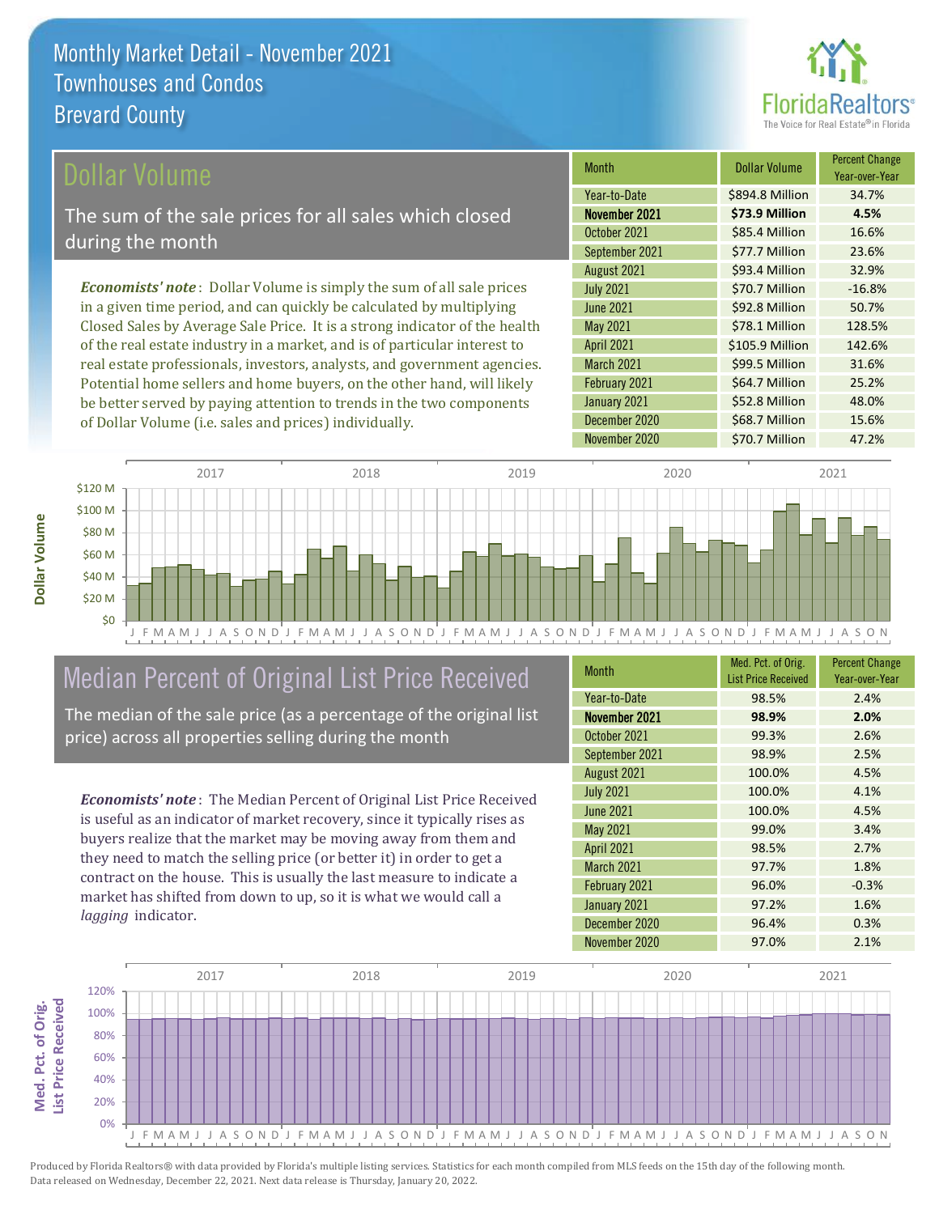# Monthly Market Detail - November 2021
## Townhouses and Condos
## Brevard County

## Dollar Volume

The sum of the sale prices for all sales which closed during the month

*Economists' note*: Dollar Volume is simply the sum of all sale prices in a given time period, and can quickly be calculated by multiplying Closed Sales by Average Sale Price. It is a strong indicator of the health of the real estate industry in a market, and is of particular interest to real estate professionals, investors, analysts, and government agencies. Potential home sellers and home buyers, on the other hand, will likely be better served by paying attention to trends in the two components of Dollar Volume (i.e. sales and prices) individually.

| Month | Dollar Volume | Percent Change Year-over-Year |
|---|---|---|
| Year-to-Date | $894.8 Million | 34.7% |
| **November 2021** | **$73.9 Million** | **4.5%** |
| October 2021 | $85.4 Million | 16.6% |
| September 2021 | $77.7 Million | 23.6% |
| August 2021 | $93.4 Million | 32.9% |
| July 2021 | $70.7 Million | -16.8% |
| June 2021 | $92.8 Million | 50.7% |
| May 2021 | $78.1 Million | 128.5% |
| April 2021 | $105.9 Million | 142.6% |
| March 2021 | $99.5 Million | 31.6% |
| February 2021 | $64.7 Million | 25.2% |
| January 2021 | $52.8 Million | 48.0% |
| December 2020 | $68.7 Million | 15.6% |
| November 2020 | $70.7 Million | 47.2% |

## Median Percent of Original List Price Received

The median of the sale price (as a percentage of the original list price) across all properties selling during the month

*Economists' note*: The Median Percent of Original List Price Received is useful as an indicator of market recovery, since it typically rises as buyers realize that the market may be moving away from them and they need to match the selling price (or better it) in order to get a contract on the house. This is usually the last measure to indicate a market has shifted from down to up, so it is what we would call a *lagging* indicator.

| Month | Med. Pct. of Orig. List Price Received | Percent Change Year-over-Year |
|---|---|---|
| Year-to-Date | 98.5% | 2.4% |
| **November 2021** | **98.9%** | **2.0%** |
| October 2021 | 99.3% | 2.6% |
| September 2021 | 98.9% | 2.5% |
| August 2021 | 100.0% | 4.5% |
| July 2021 | 100.0% | 4.1% |
| June 2021 | 100.0% | 4.5% |
| May 2021 | 99.0% | 3.4% |
| April 2021 | 98.5% | 2.7% |
| March 2021 | 97.7% | 1.8% |
| February 2021 | 96.0% | -0.3% |
| January 2021 | 97.2% | 1.6% |
| December 2020 | 96.4% | 0.3% |
| November 2020 | 97.0% | 2.1% |

Produced by Florida Realtors® with data provided by Florida's multiple listing services. Statistics for each month compiled from MLS feeds on the 15th day of the following month. Data released on Wednesday, December 22, 2021. Next data release is Thursday, January 20, 2022.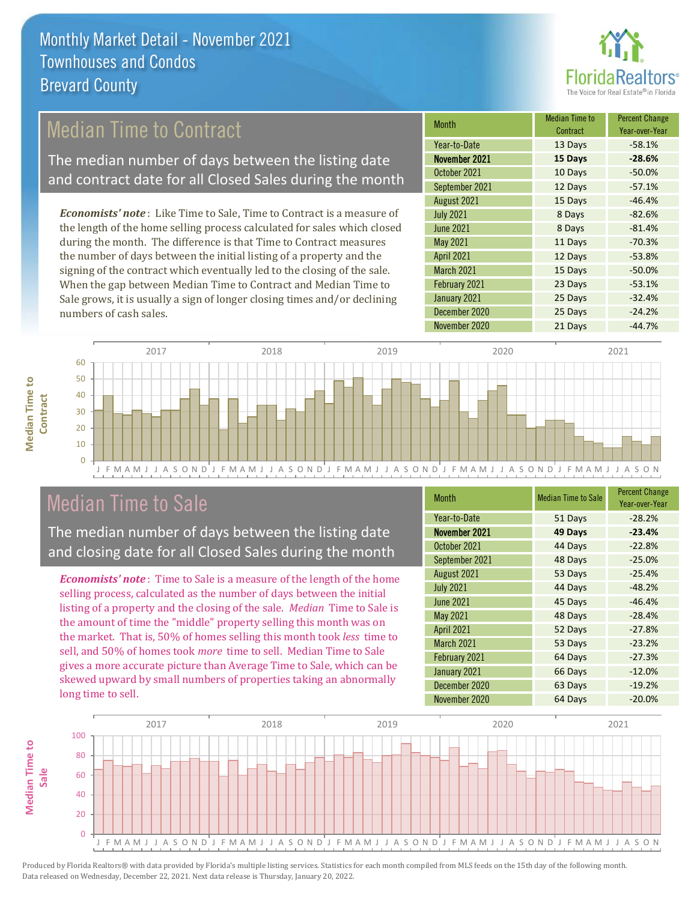# Monthly Market Detail - November 2021
## Townhouses and Condos
## Brevard County

## Median Time to Contract

The median number of days between the listing date and contract date for all Closed Sales during the month

*Economists' note*: Like Time to Sale, Time to Contract is a measure of the length of the home selling process calculated for sales which closed during the month. The difference is that Time to Contract measures the number of days between the initial listing of a property and the signing of the contract which eventually led to the closing of the sale. When the gap between Median Time to Contract and Median Time to Sale grows, it is usually a sign of longer closing times and/or declining numbers of cash sales.

| Month | Median Time to Contract | Percent Change Year-over-Year |
|---|---|---|
| Year-to-Date | 13 Days | -58.1% |
| **November 2021** | **15 Days** | **-28.6%** |
| October 2021 | 10 Days | -50.0% |
| September 2021 | 12 Days | -57.1% |
| August 2021 | 15 Days | -46.4% |
| July 2021 | 8 Days | -82.6% |
| June 2021 | 8 Days | -81.4% |
| May 2021 | 11 Days | -70.3% |
| April 2021 | 12 Days | -53.8% |
| March 2021 | 15 Days | -50.0% |
| February 2021 | 23 Days | -53.1% |
| January 2021 | 25 Days | -32.4% |
| December 2020 | 25 Days | -24.2% |
| November 2020 | 21 Days | -44.7% |

## Median Time to Sale

The median number of days between the listing date and closing date for all Closed Sales during the month

*Economists' note*: Time to Sale is a measure of the length of the home selling process, calculated as the number of days between the initial listing of a property and the closing of the sale. *Median* Time to Sale is the amount of time the "middle" property selling this month was on the market. That is, 50% of homes selling this month took *less* time to sell, and 50% of homes took *more* time to sell. Median Time to Sale gives a more accurate picture than Average Time to Sale, which can be skewed upward by small numbers of properties taking an abnormally long time to sell.

| Month | Median Time to Sale | Percent Change Year-over-Year |
|---|---|---|
| Year-to-Date | 51 Days | -28.2% |
| **November 2021** | **49 Days** | **-23.4%** |
| October 2021 | 44 Days | -22.8% |
| September 2021 | 48 Days | -25.0% |
| August 2021 | 53 Days | -25.4% |
| July 2021 | 44 Days | -48.2% |
| June 2021 | 45 Days | -46.4% |
| May 2021 | 48 Days | -28.4% |
| April 2021 | 52 Days | -27.8% |
| March 2021 | 53 Days | -23.2% |
| February 2021 | 64 Days | -27.3% |
| January 2021 | 66 Days | -12.0% |
| December 2020 | 63 Days | -19.2% |
| November 2020 | 64 Days | -20.0% |

Produced by Florida Realtors® with data provided by Florida's multiple listing services. Statistics for each month compiled from MLS feeds on the 15th day of the following month. Data released on Wednesday, December 22, 2021. Next data release is Thursday, January 20, 2022.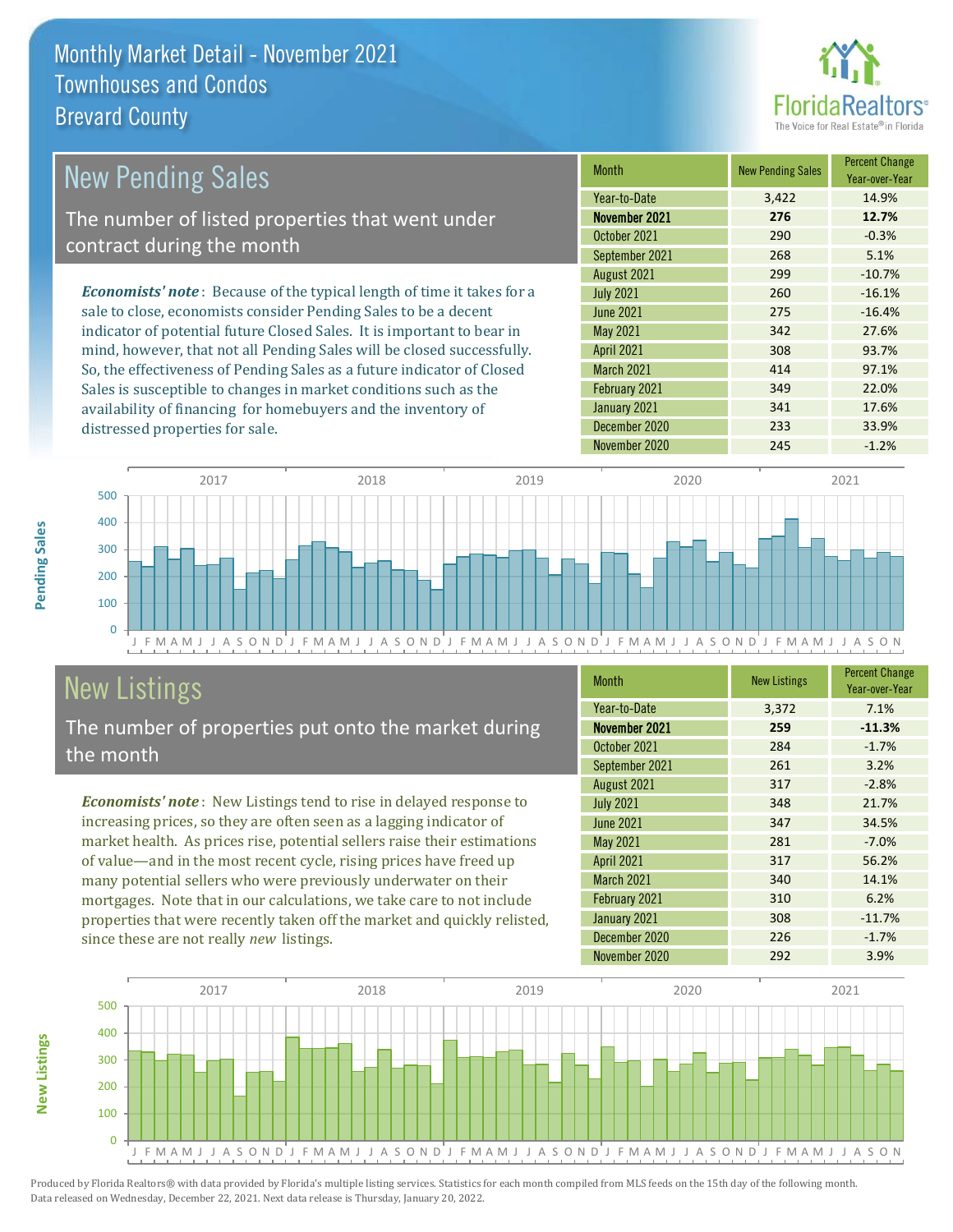# Monthly Market Detail - November 2021
## Townhouses and Condos
## Brevard County

## New Pending Sales

The number of listed properties that went under contract during the month

*Economists' note*: Because of the typical length of time it takes for a sale to close, economists consider Pending Sales to be a decent indicator of potential future Closed Sales. It is important to bear in mind, however, that not all Pending Sales will be closed successfully. So, the effectiveness of Pending Sales as a future indicator of Closed Sales is susceptible to changes in market conditions such as the availability of financing for homebuyers and the inventory of distressed properties for sale.

| Month | New Pending Sales | Percent Change Year-over-Year |
|---|---|---|
| Year-to-Date | 3,422 | 14.9% |
| **November 2021** | **276** | **12.7%** |
| October 2021 | 290 | -0.3% |
| September 2021 | 268 | 5.1% |
| August 2021 | 299 | -10.7% |
| July 2021 | 260 | -16.1% |
| June 2021 | 275 | -16.4% |
| May 2021 | 342 | 27.6% |
| April 2021 | 308 | 93.7% |
| March 2021 | 414 | 97.1% |
| February 2021 | 349 | 22.0% |
| January 2021 | 341 | 17.6% |
| December 2020 | 233 | 33.9% |
| November 2020 | 245 | -1.2% |

## New Listings

The number of properties put onto the market during the month

*Economists' note*: New Listings tend to rise in delayed response to increasing prices, so they are often seen as a lagging indicator of market health. As prices rise, potential sellers raise their estimations of value—and in the most recent cycle, rising prices have freed up many potential sellers who were previously underwater on their mortgages. Note that in our calculations, we take care to not include properties that were recently taken off the market and quickly relisted, since these are not really *new* listings.

| Month | New Listings | Percent Change Year-over-Year |
|---|---|---|
| Year-to-Date | 3,372 | 7.1% |
| **November 2021** | **259** | **-11.3%** |
| October 2021 | 284 | -1.7% |
| September 2021 | 261 | 3.2% |
| August 2021 | 317 | -2.8% |
| July 2021 | 348 | 21.7% |
| June 2021 | 347 | 34.5% |
| May 2021 | 281 | -7.0% |
| April 2021 | 317 | 56.2% |
| March 2021 | 340 | 14.1% |
| February 2021 | 310 | 6.2% |
| January 2021 | 308 | -11.7% |
| December 2020 | 226 | -1.7% |
| November 2020 | 292 | 3.9% |

Produced by Florida Realtors® with data provided by Florida's multiple listing services. Statistics for each month compiled from MLS feeds on the 15th day of the following month. Data released on Wednesday, December 22, 2021. Next data release is Thursday, January 20, 2022.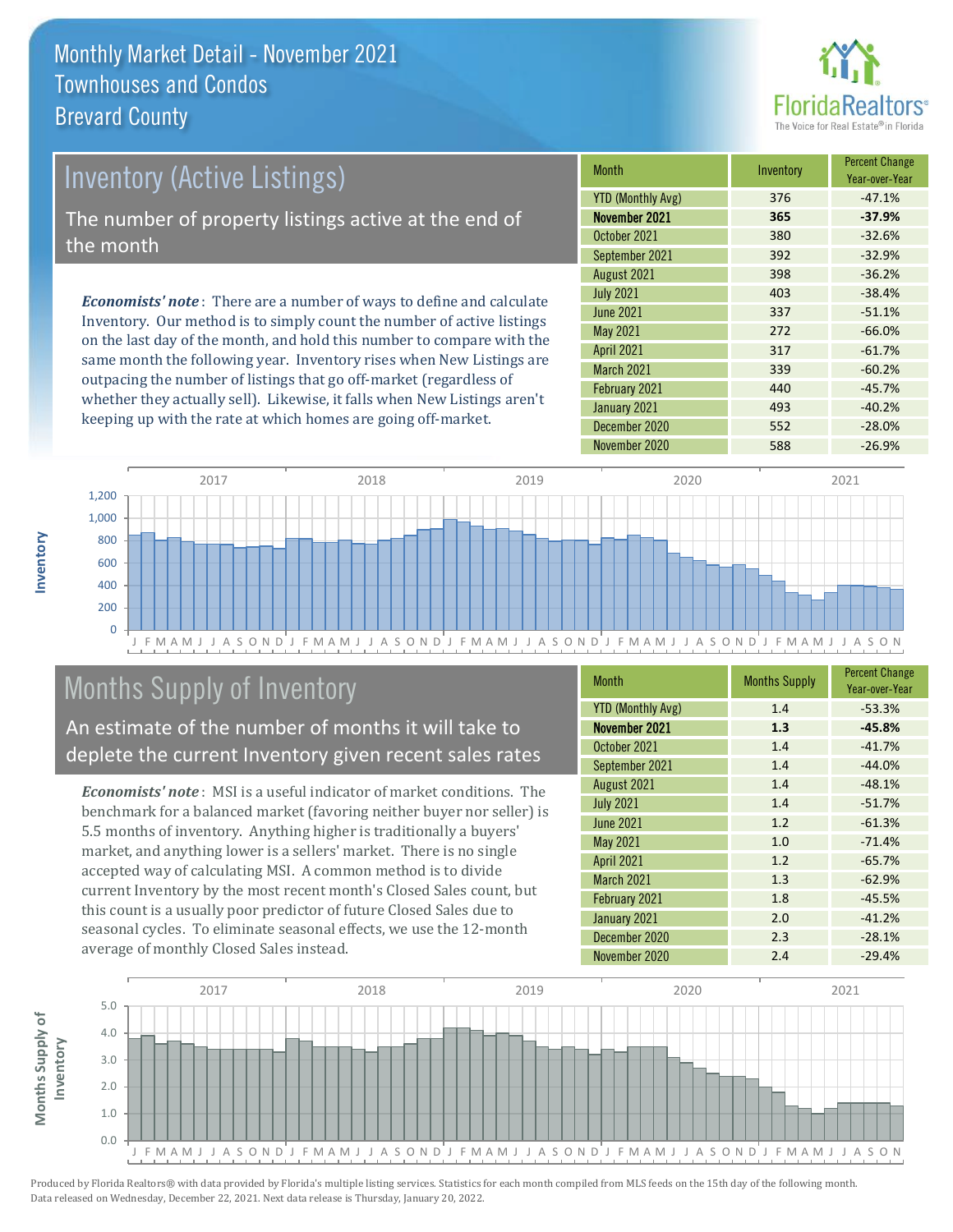# Monthly Market Detail - November 2021
## Townhouses and Condos
## Brevard County

## Inventory (Active Listings)

The number of property listings active at the end of the month

*Economists' note*: There are a number of ways to define and calculate Inventory. Our method is to simply count the number of active listings on the last day of the month, and hold this number to compare with the same month the following year. Inventory rises when New Listings are outpacing the number of listings that go off-market (regardless of whether they actually sell). Likewise, it falls when New Listings aren't keeping up with the rate at which homes are going off-market.

| Month | Inventory | Percent Change Year-over-Year |
|---|---|---|
| YTD (Monthly Avg) | 376 | -47.1% |
| **November 2021** | **365** | **-37.9%** |
| October 2021 | 380 | -32.6% |
| September 2021 | 392 | -32.9% |
| August 2021 | 398 | -36.2% |
| July 2021 | 403 | -38.4% |
| June 2021 | 337 | -51.1% |
| May 2021 | 272 | -66.0% |
| April 2021 | 317 | -61.7% |
| March 2021 | 339 | -60.2% |
| February 2021 | 440 | -45.7% |
| January 2021 | 493 | -40.2% |
| December 2020 | 552 | -28.0% |
| November 2020 | 588 | -26.9% |

## Months Supply of Inventory

An estimate of the number of months it will take to deplete the current Inventory given recent sales rates

*Economists' note*: MSI is a useful indicator of market conditions. The benchmark for a balanced market (favoring neither buyer nor seller) is 5.5 months of inventory. Anything higher is traditionally a buyers' market, and anything lower is a sellers' market. There is no single accepted way of calculating MSI. A common method is to divide current Inventory by the most recent month's Closed Sales count, but this count is a usually poor predictor of future Closed Sales due to seasonal cycles. To eliminate seasonal effects, we use the 12-month average of monthly Closed Sales instead.

| Month | Months Supply | Percent Change Year-over-Year |
|---|---|---|
| YTD (Monthly Avg) | 1.4 | -53.3% |
| **November 2021** | **1.3** | **-45.8%** |
| October 2021 | 1.4 | -41.7% |
| September 2021 | 1.4 | -44.0% |
| August 2021 | 1.4 | -48.1% |
| July 2021 | 1.4 | -51.7% |
| June 2021 | 1.2 | -61.3% |
| May 2021 | 1.0 | -71.4% |
| April 2021 | 1.2 | -65.7% |
| March 2021 | 1.3 | -62.9% |
| February 2021 | 1.8 | -45.5% |
| January 2021 | 2.0 | -41.2% |
| December 2020 | 2.3 | -28.1% |
| November 2020 | 2.4 | -29.4% |

Produced by Florida Realtors® with data provided by Florida's multiple listing services. Statistics for each month compiled from MLS feeds on the 15th day of the following month. Data released on Wednesday, December 22, 2021. Next data release is Thursday, January 20, 2022.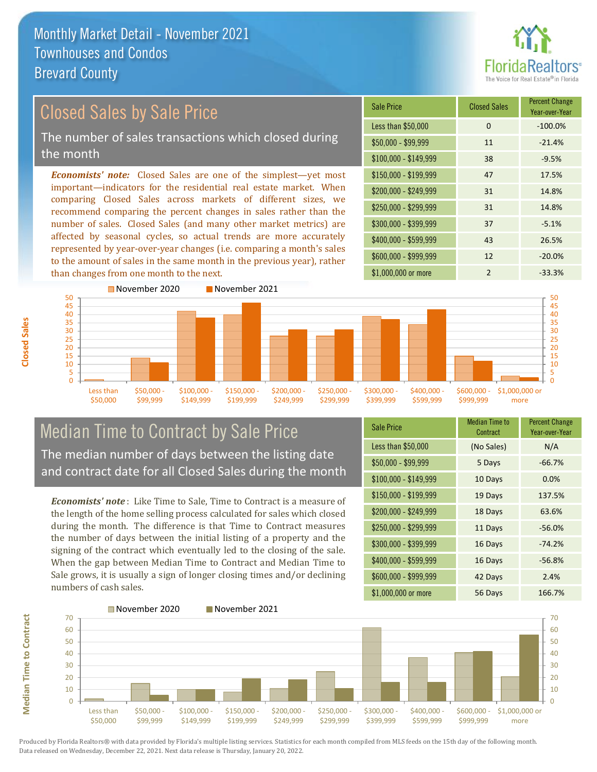# Monthly Market Detail - November 2021
## Townhouses and Condos
## Brevard County

## Closed Sales by Sale Price

The number of sales transactions which closed during the month

*Economists' note:* Closed Sales are one of the simplest—yet most important—indicators for the residential real estate market. When comparing Closed Sales across markets of different sizes, we recommend comparing the percent changes in sales rather than the number of sales. Closed Sales (and many other market metrics) are affected by seasonal cycles, so actual trends are more accurately represented by year-over-year changes (i.e. comparing a month's sales to the amount of sales in the same month in the previous year), rather than changes from one month to the next.

| Sale Price | Closed Sales | Percent Change Year-over-Year |
|---|---|---|
| Less than $50,000 | 0 | -100.0% |
| $50,000 - $99,999 | 11 | -21.4% |
| $100,000 - $149,999 | 38 | -9.5% |
| $150,000 - $199,999 | 47 | 17.5% |
| $200,000 - $249,999 | 31 | 14.8% |
| $250,000 - $299,999 | 31 | 14.8% |
| $300,000 - $399,999 | 37 | -5.1% |
| $400,000 - $599,999 | 43 | 26.5% |
| $600,000 - $999,999 | 12 | -20.0% |
| $1,000,000 or more | 2 | -33.3% |

## Median Time to Contract by Sale Price

The median number of days between the listing date and contract date for all Closed Sales during the month

*Economists' note*: Like Time to Sale, Time to Contract is a measure of the length of the home selling process calculated for sales which closed during the month. The difference is that Time to Contract measures the number of days between the initial listing of a property and the signing of the contract which eventually led to the closing of the sale. When the gap between Median Time to Contract and Median Time to Sale grows, it is usually a sign of longer closing times and/or declining numbers of cash sales.

| Sale Price | Median Time to Contract | Percent Change Year-over-Year |
|---|---|---|
| Less than $50,000 | (No Sales) | N/A |
| $50,000 - $99,999 | 5 Days | -66.7% |
| $100,000 - $149,999 | 10 Days | 0.0% |
| $150,000 - $199,999 | 19 Days | 137.5% |
| $200,000 - $249,999 | 18 Days | 63.6% |
| $250,000 - $299,999 | 11 Days | -56.0% |
| $300,000 - $399,999 | 16 Days | -74.2% |
| $400,000 - $599,999 | 16 Days | -56.8% |
| $600,000 - $999,999 | 42 Days | 2.4% |
| $1,000,000 or more | 56 Days | 166.7% |

Produced by Florida Realtors® with data provided by Florida's multiple listing services. Statistics for each month compiled from MLS feeds on the 15th day of the following month. Data released on Wednesday, December 22, 2021. Next data release is Thursday, January 20, 2022.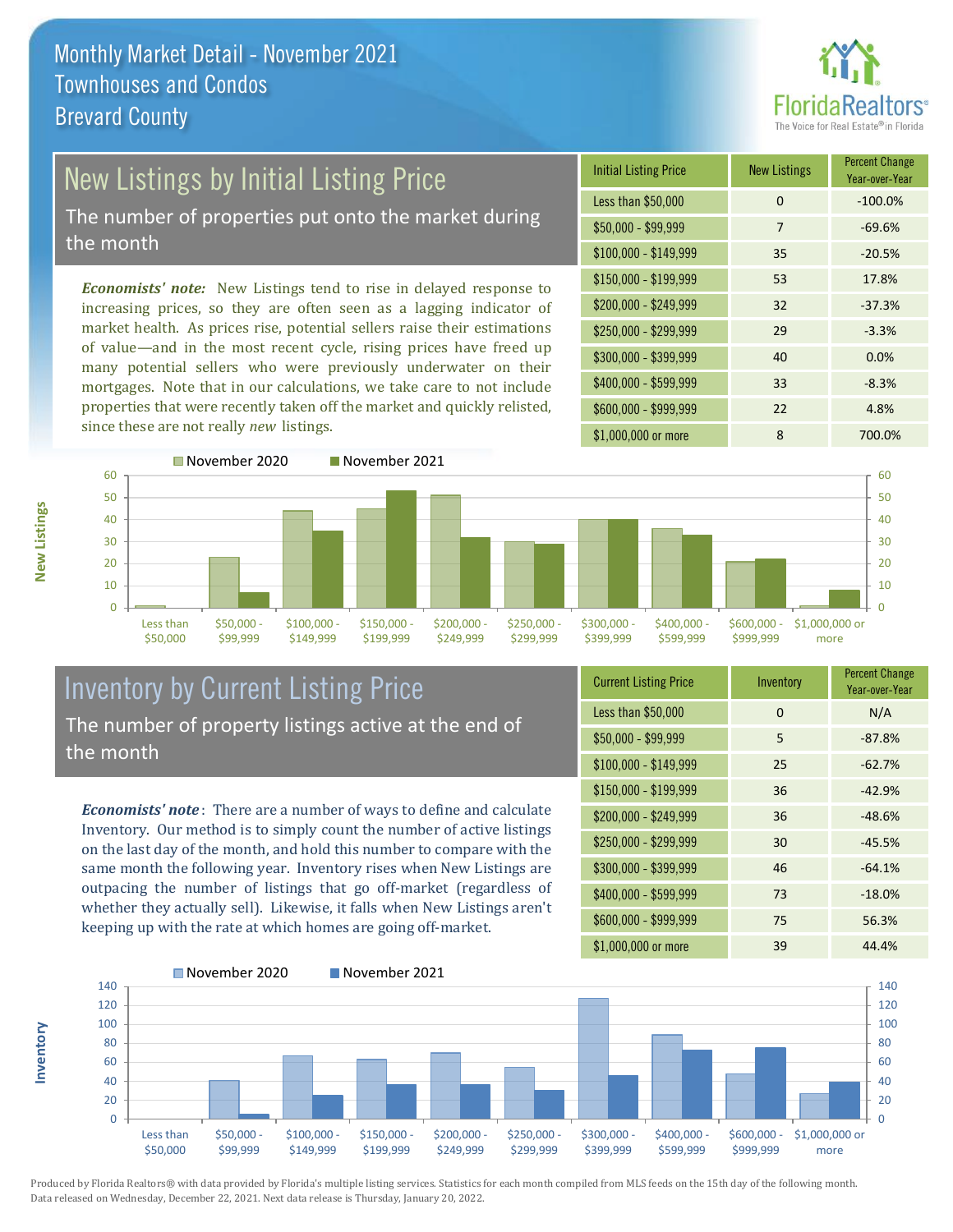# Monthly Market Detail - November 2021
## Townhouses and Condos
## Brevard County

## New Listings by Initial Listing Price

The number of properties put onto the market during the month

*Economists' note:* New Listings tend to rise in delayed response to increasing prices, so they are often seen as a lagging indicator of market health. As prices rise, potential sellers raise their estimations of value—and in the most recent cycle, rising prices have freed up many potential sellers who were previously underwater on their mortgages. Note that in our calculations, we take care to not include properties that were recently taken off the market and quickly relisted, since these are not really *new* listings.

| Initial Listing Price | New Listings | Percent Change Year-over-Year |
|---|---|---|
| Less than $50,000 | 0 | -100.0% |
| $50,000 - $99,999 | 7 | -69.6% |
| $100,000 - $149,999 | 35 | -20.5% |
| $150,000 - $199,999 | 53 | 17.8% |
| $200,000 - $249,999 | 32 | -37.3% |
| $250,000 - $299,999 | 29 | -3.3% |
| $300,000 - $399,999 | 40 | 0.0% |
| $400,000 - $599,999 | 33 | -8.3% |
| $600,000 - $999,999 | 22 | 4.8% |
| $1,000,000 or more | 8 | 700.0% |

## Inventory by Current Listing Price

The number of property listings active at the end of the month

*Economists' note*: There are a number of ways to define and calculate Inventory. Our method is to simply count the number of active listings on the last day of the month, and hold this number to compare with the same month the following year. Inventory rises when New Listings are outpacing the number of listings that go off-market (regardless of whether they actually sell). Likewise, it falls when New Listings aren't keeping up with the rate at which homes are going off-market.

| Current Listing Price | Inventory | Percent Change Year-over-Year |
|---|---|---|
| Less than $50,000 | 0 | N/A |
| $50,000 - $99,999 | 5 | -87.8% |
| $100,000 - $149,999 | 25 | -62.7% |
| $150,000 - $199,999 | 36 | -42.9% |
| $200,000 - $249,999 | 36 | -48.6% |
| $250,000 - $299,999 | 30 | -45.5% |
| $300,000 - $399,999 | 46 | -64.1% |
| $400,000 - $599,999 | 73 | -18.0% |
| $600,000 - $999,999 | 75 | 56.3% |
| $1,000,000 or more | 39 | 44.4% |

Produced by Florida Realtors® with data provided by Florida's multiple listing services. Statistics for each month compiled from MLS feeds on the 15th day of the following month. Data released on Wednesday, December 22, 2021. Next data release is Thursday, January 20, 2022.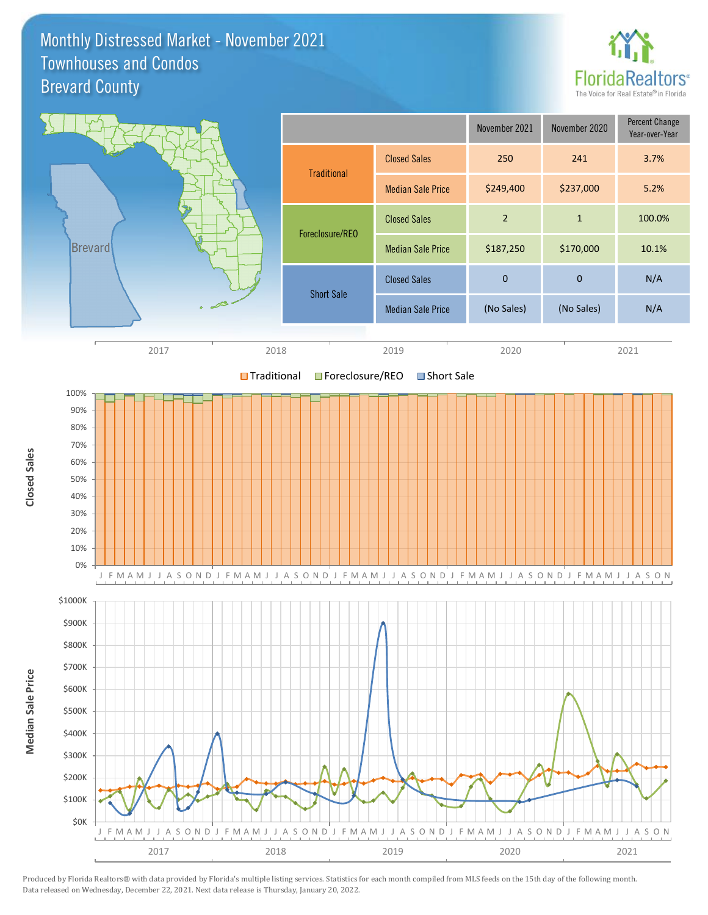# Monthly Distressed Market - November 2021
## Townhouses and Condos
## Brevard County

FloridaRealtors®
The Voice for Real Estate® in Florida

Brevard County

| | | November 2021 | November 2020 | Percent Change Year-over-Year |
|---|---|---|---|---|
| Traditional | Closed Sales | 250 | 241 | 3.7% |
| | Median Sale Price | $249,400 | $237,000 | 5.2% |
| Foreclosure/REO | Closed Sales | 2 | 1 | 100.0% |
| | Median Sale Price | $187,250 | $170,000 | 10.1% |
| Short Sale | Closed Sales | 0 | 0 | N/A |
| | Median Sale Price | (No Sales) | (No Sales) | N/A |

2017 2018 2019 2020 2021

Traditional Foreclosure/REO Short Sale

Closed Sales

100% 90% 80% 70% 60% 50% 40% 30% 20% 10% 0%

J F M A M J J A S O N D J F M A M J J A S O N D J F M A M J J A S O N D J F M A M J J A S O N D J F M A M J J A S O N

Median Sale Price

$1000K $900K $800K $700K $600K $500K $400K $300K $200K $100K $0K

J F M A M J J A S O N D J F M A M J J A S O N D J F M A M J J A S O N D J F M A M J J A S O N D J F M A M J J A S O N

2017 2018 2019 2020 2021

Produced by Florida Realtors® with data provided by Florida's multiple listing services. Statistics for each month compiled from MLS feeds on the 15th day of the following month. Data released on Wednesday, December 22, 2021. Next data release is Thursday, January 20, 2022.